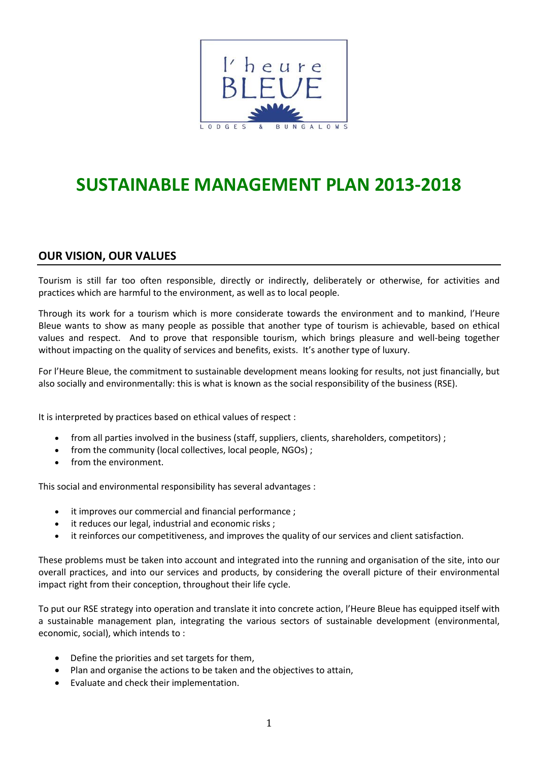l' heure BLEUE

LODGES & BUNGALOWS

# SUSTAINABLE MANAGEMENT PLAN 2013-2018

## OUR VISION, OUR VALUES

Tourism is still far too often responsible, directly or indirectly, deliberately or otherwise, for activities and practices which are harmful to the environment, as well as to local people.

Through its work for a tourism which is more considerate towards the environment and to mankind, l'Heure Bleue wants to show as many people as possible that another type of tourism is achievable, based on ethical values and respect. And to prove that responsible tourism, which brings pleasure and well-being together without impacting on the quality of services and benefits, exists. It's another type of luxury.

For l'Heure Bleue, the commitment to sustainable development means looking for results, not just financially, but also socially and environmentally: this is what is known as the social responsibility of the business (RSE).

It is interpreted by practices based on ethical values of respect :

- from all parties involved in the business (staff, suppliers, clients, shareholders, competitors) ;
- from the community (local collectives, local people, NGOs) ;
- from the environment.

This social and environmental responsibility has several advantages :

- it improves our commercial and financial performance ;
- it reduces our legal, industrial and economic risks ;
- it reinforces our competitiveness, and improves the quality of our services and client satisfaction.

These problems must be taken into account and integrated into the running and organisation of the site, into our overall practices, and into our services and products, by considering the overall picture of their environmental impact right from their conception, throughout their life cycle.

To put our RSE strategy into operation and translate it into concrete action, l'Heure Bleue has equipped itself with a sustainable management plan, integrating the various sectors of sustainable development (environmental, economic, social), which intends to :

- Define the priorities and set targets for them,
- Plan and organise the actions to be taken and the objectives to attain,
- Evaluate and check their implementation.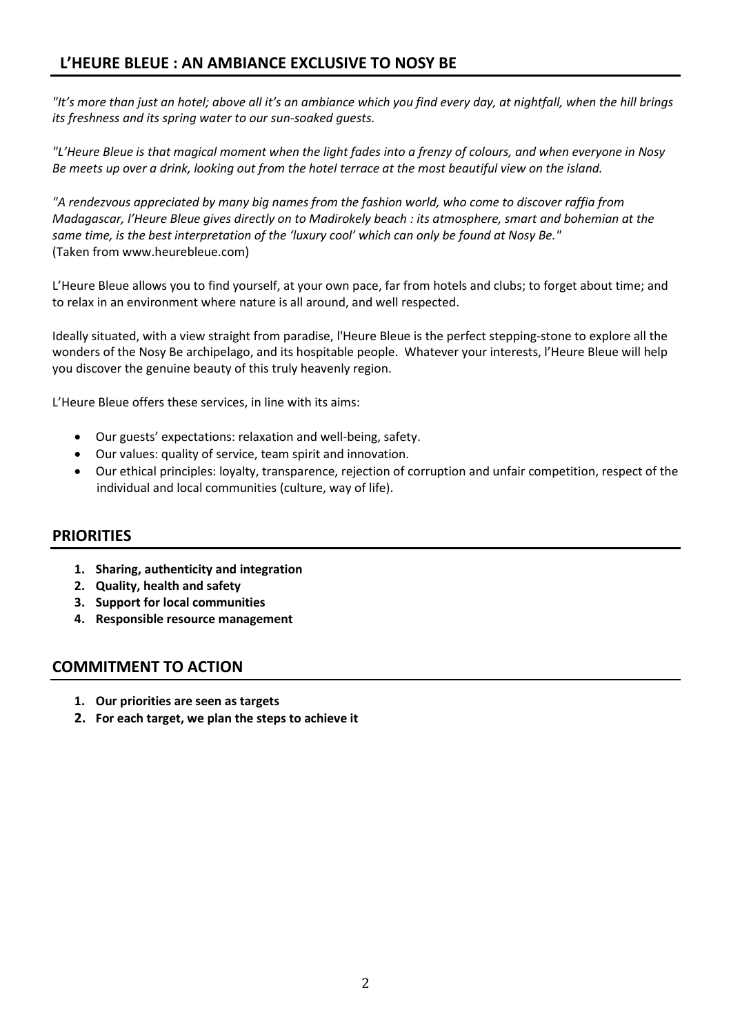## L'HEURE BLEUE : AN AMBIANCE EXCLUSIVE TO NOSY BE

*"It's more than just an hotel; above all it's an ambiance which you find every day, at nightfall, when the hill brings its freshness and its spring water to our sun-soaked guests.*

*"L'Heure Bleue is that magical moment when the light fades into a frenzy of colours, and when everyone in Nosy Be meets up over a drink, looking out from the hotel terrace at the most beautiful view on the island.*

*"A rendezvous appreciated by many big names from the fashion world, who come to discover raffia from Madagascar, l'Heure Bleue gives directly on to Madirokely beach : its atmosphere, smart and bohemian at the same time, is the best interpretation of the 'luxury cool' which can only be found at Nosy Be."*
(Taken from www.heurebleue.com)

L'Heure Bleue allows you to find yourself, at your own pace, far from hotels and clubs; to forget about time; and to relax in an environment where nature is all around, and well respected.

Ideally situated, with a view straight from paradise, l'Heure Bleue is the perfect stepping-stone to explore all the wonders of the Nosy Be archipelago, and its hospitable people. Whatever your interests, l'Heure Bleue will help you discover the genuine beauty of this truly heavenly region.

L'Heure Bleue offers these services, in line with its aims:

- Our guests' expectations: relaxation and well-being, safety.
- Our values: quality of service, team spirit and innovation.
- Our ethical principles: loyalty, transparence, rejection of corruption and unfair competition, respect of the individual and local communities (culture, way of life).

## PRIORITIES

1. **Sharing, authenticity and integration**
2. **Quality, health and safety**
3. **Support for local communities**
4. **Responsible resource management**

## COMMITMENT TO ACTION

1. **Our priorities are seen as targets**
2. **For each target, we plan the steps to achieve it**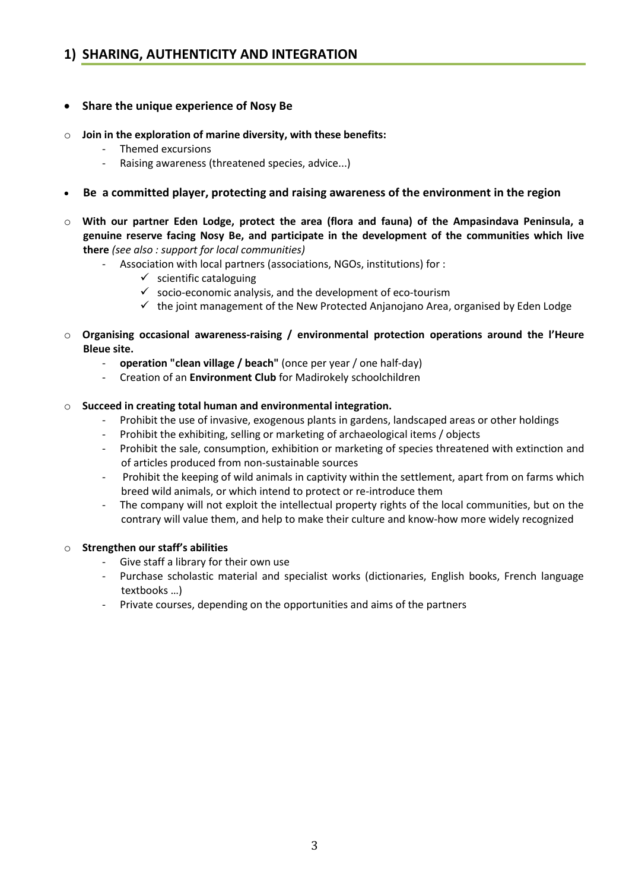## 1) SHARING, AUTHENTICITY AND INTEGRATION

- **Share the unique experience of Nosy Be**

  - **Join in the exploration of marine diversity, with these benefits:**
    - Themed excursions
    - Raising awareness (threatened species, advice...)

- **Be a committed player, protecting and raising awareness of the environment in the region**

  - **With our partner Eden Lodge, protect the area (flora and fauna) of the Ampasindava Peninsula, a genuine reserve facing Nosy Be, and participate in the development of the communities which live there** *(see also : support for local communities)*
    - Association with local partners (associations, NGOs, institutions) for :
      - ✓ scientific cataloguing
      - ✓ socio-economic analysis, and the development of eco-tourism
      - ✓ the joint management of the New Protected Anjanojano Area, organised by Eden Lodge

  - **Organising occasional awareness-raising / environmental protection operations around the l'Heure Bleue site.**
    - **operation "clean village / beach"** (once per year / one half-day)
    - Creation of an **Environment Club** for Madirokely schoolchildren

  - **Succeed in creating total human and environmental integration.**
    - Prohibit the use of invasive, exogenous plants in gardens, landscaped areas or other holdings
    - Prohibit the exhibiting, selling or marketing of archaeological items / objects
    - Prohibit the sale, consumption, exhibition or marketing of species threatened with extinction and of articles produced from non-sustainable sources
    - Prohibit the keeping of wild animals in captivity within the settlement, apart from on farms which breed wild animals, or which intend to protect or re-introduce them
    - The company will not exploit the intellectual property rights of the local communities, but on the contrary will value them, and help to make their culture and know-how more widely recognized

  - **Strengthen our staff's abilities**
    - Give staff a library for their own use
    - Purchase scholastic material and specialist works (dictionaries, English books, French language textbooks …)
    - Private courses, depending on the opportunities and aims of the partners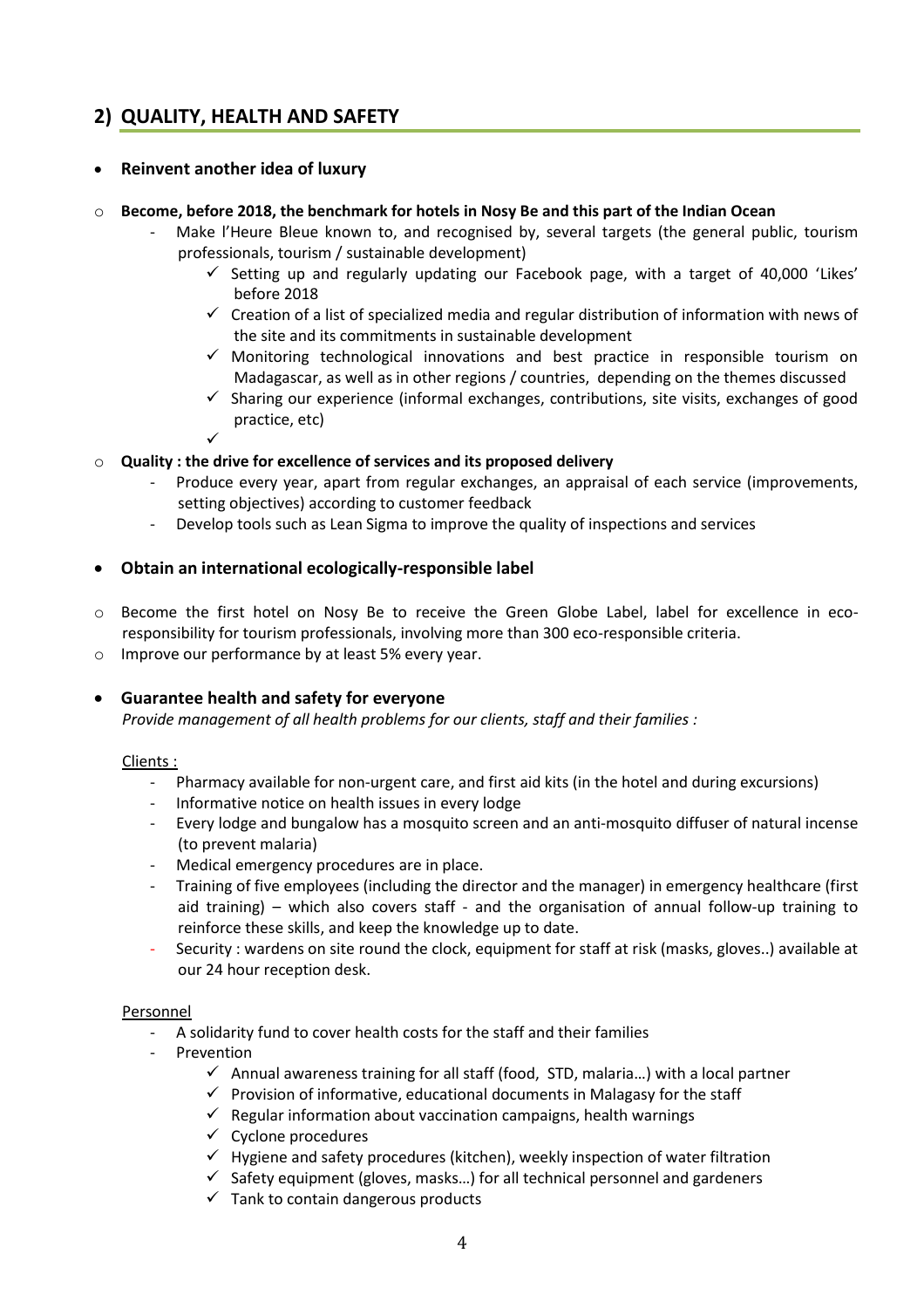## 2) QUALITY, HEALTH AND SAFETY

- **Reinvent another idea of luxury**

  - **Become, before 2018, the benchmark for hotels in Nosy Be and this part of the Indian Ocean**
    - Make l'Heure Bleue known to, and recognised by, several targets (the general public, tourism professionals, tourism / sustainable development)
      - ✓ Setting up and regularly updating our Facebook page, with a target of 40,000 'Likes' before 2018
      - ✓ Creation of a list of specialized media and regular distribution of information with news of the site and its commitments in sustainable development
      - ✓ Monitoring technological innovations and best practice in responsible tourism on Madagascar, as well as in other regions / countries, depending on the themes discussed
      - ✓ Sharing our experience (informal exchanges, contributions, site visits, exchanges of good practice, etc)
      - ✓

  - **Quality : the drive for excellence of services and its proposed delivery**
    - Produce every year, apart from regular exchanges, an appraisal of each service (improvements, setting objectives) according to customer feedback
    - Develop tools such as Lean Sigma to improve the quality of inspections and services

- **Obtain an international ecologically-responsible label**

  - Become the first hotel on Nosy Be to receive the Green Globe Label, label for excellence in eco-responsibility for tourism professionals, involving more than 300 eco-responsible criteria.
  - Improve our performance by at least 5% every year.

- **Guarantee health and safety for everyone**

  *Provide management of all health problems for our clients, staff and their families :*

  Clients :
  - Pharmacy available for non-urgent care, and first aid kits (in the hotel and during excursions)
  - Informative notice on health issues in every lodge
  - Every lodge and bungalow has a mosquito screen and an anti-mosquito diffuser of natural incense (to prevent malaria)
  - Medical emergency procedures are in place.
  - Training of five employees (including the director and the manager) in emergency healthcare (first aid training) – which also covers staff - and the organisation of annual follow-up training to reinforce these skills, and keep the knowledge up to date.
  - Security : wardens on site round the clock, equipment for staff at risk (masks, gloves..) available at our 24 hour reception desk.

  Personnel
  - A solidarity fund to cover health costs for the staff and their families
  - Prevention
    - ✓ Annual awareness training for all staff (food, STD, malaria…) with a local partner
    - ✓ Provision of informative, educational documents in Malagasy for the staff
    - ✓ Regular information about vaccination campaigns, health warnings
    - ✓ Cyclone procedures
    - ✓ Hygiene and safety procedures (kitchen), weekly inspection of water filtration
    - ✓ Safety equipment (gloves, masks…) for all technical personnel and gardeners
    - ✓ Tank to contain dangerous products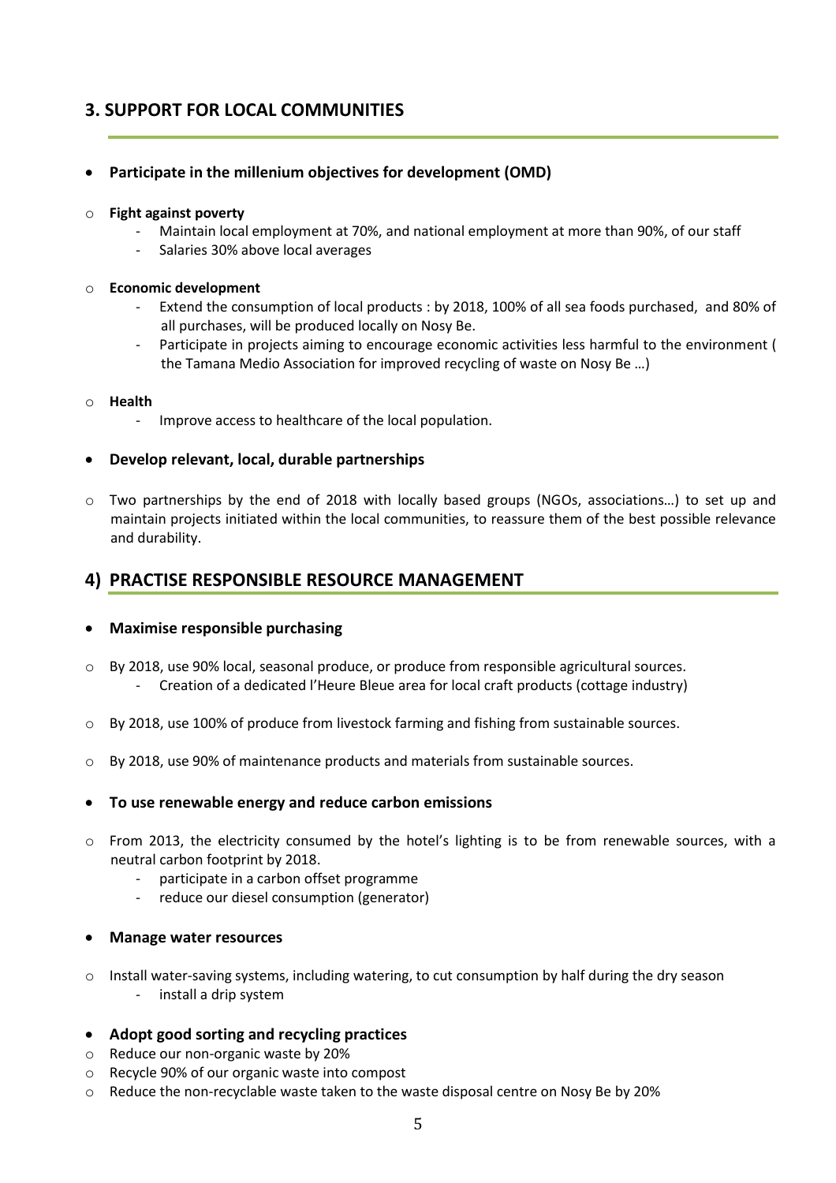## 3. SUPPORT FOR LOCAL COMMUNITIES

- **Participate in the millenium objectives for development (OMD)**

  - **Fight against poverty**
    - Maintain local employment at 70%, and national employment at more than 90%, of our staff
    - Salaries 30% above local averages

  - **Economic development**
    - Extend the consumption of local products : by 2018, 100% of all sea foods purchased, and 80% of all purchases, will be produced locally on Nosy Be.
    - Participate in projects aiming to encourage economic activities less harmful to the environment ( the Tamana Medio Association for improved recycling of waste on Nosy Be …)

  - **Health**
    - Improve access to healthcare of the local population.

- **Develop relevant, local, durable partnerships**

  - Two partnerships by the end of 2018 with locally based groups (NGOs, associations…) to set up and maintain projects initiated within the local communities, to reassure them of the best possible relevance and durability.

## 4) PRACTISE RESPONSIBLE RESOURCE MANAGEMENT

- **Maximise responsible purchasing**

  - By 2018, use 90% local, seasonal produce, or produce from responsible agricultural sources.
    - Creation of a dedicated l'Heure Bleue area for local craft products (cottage industry)
  - By 2018, use 100% of produce from livestock farming and fishing from sustainable sources.
  - By 2018, use 90% of maintenance products and materials from sustainable sources.

- **To use renewable energy and reduce carbon emissions**

  - From 2013, the electricity consumed by the hotel's lighting is to be from renewable sources, with a neutral carbon footprint by 2018.
    - participate in a carbon offset programme
    - reduce our diesel consumption (generator)

- **Manage water resources**

  - Install water-saving systems, including watering, to cut consumption by half during the dry season
    - install a drip system

- **Adopt good sorting and recycling practices**
  - Reduce our non-organic waste by 20%
  - Recycle 90% of our organic waste into compost
  - Reduce the non-recyclable waste taken to the waste disposal centre on Nosy Be by 20%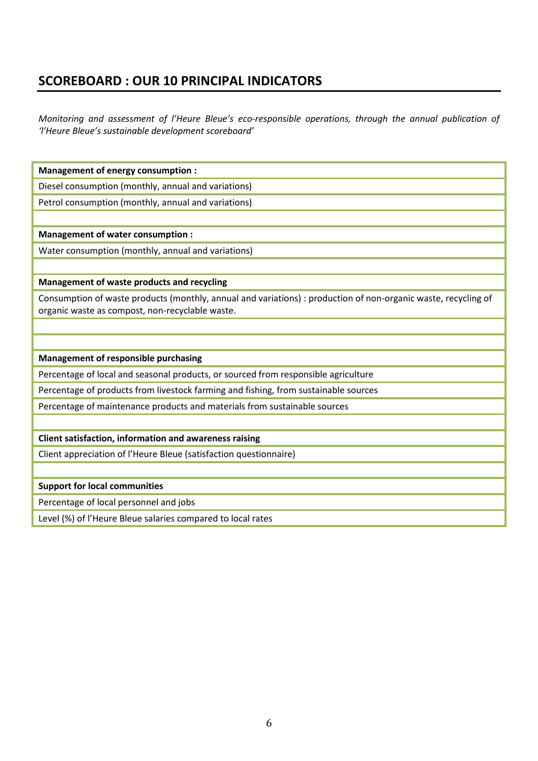## SCOREBOARD : OUR 10 PRINCIPAL INDICATORS

*Monitoring and assessment of l'Heure Bleue's eco-responsible operations, through the annual publication of 'l'Heure Bleue's sustainable development scoreboard'*

| |
|---|
| **Management of energy consumption :** |
| Diesel consumption (monthly, annual and variations) |
| Petrol consumption (monthly, annual and variations) |
| |
| **Management of water consumption :** |
| Water consumption (monthly, annual and variations) |
| |
| **Management of waste products and recycling** |
| Consumption of waste products (monthly, annual and variations) : production of non-organic waste, recycling of organic waste as compost, non-recyclable waste. |
| |
| |
| **Management of responsible purchasing** |
| Percentage of local and seasonal products, or sourced from responsible agriculture |
| Percentage of products from livestock farming and fishing, from sustainable sources |
| Percentage of maintenance products and materials from sustainable sources |
| |
| **Client satisfaction, information and awareness raising** |
| Client appreciation of l'Heure Bleue (satisfaction questionnaire) |
| |
| **Support for local communities** |
| Percentage of local personnel and jobs |
| Level (%) of l'Heure Bleue salaries compared to local rates |